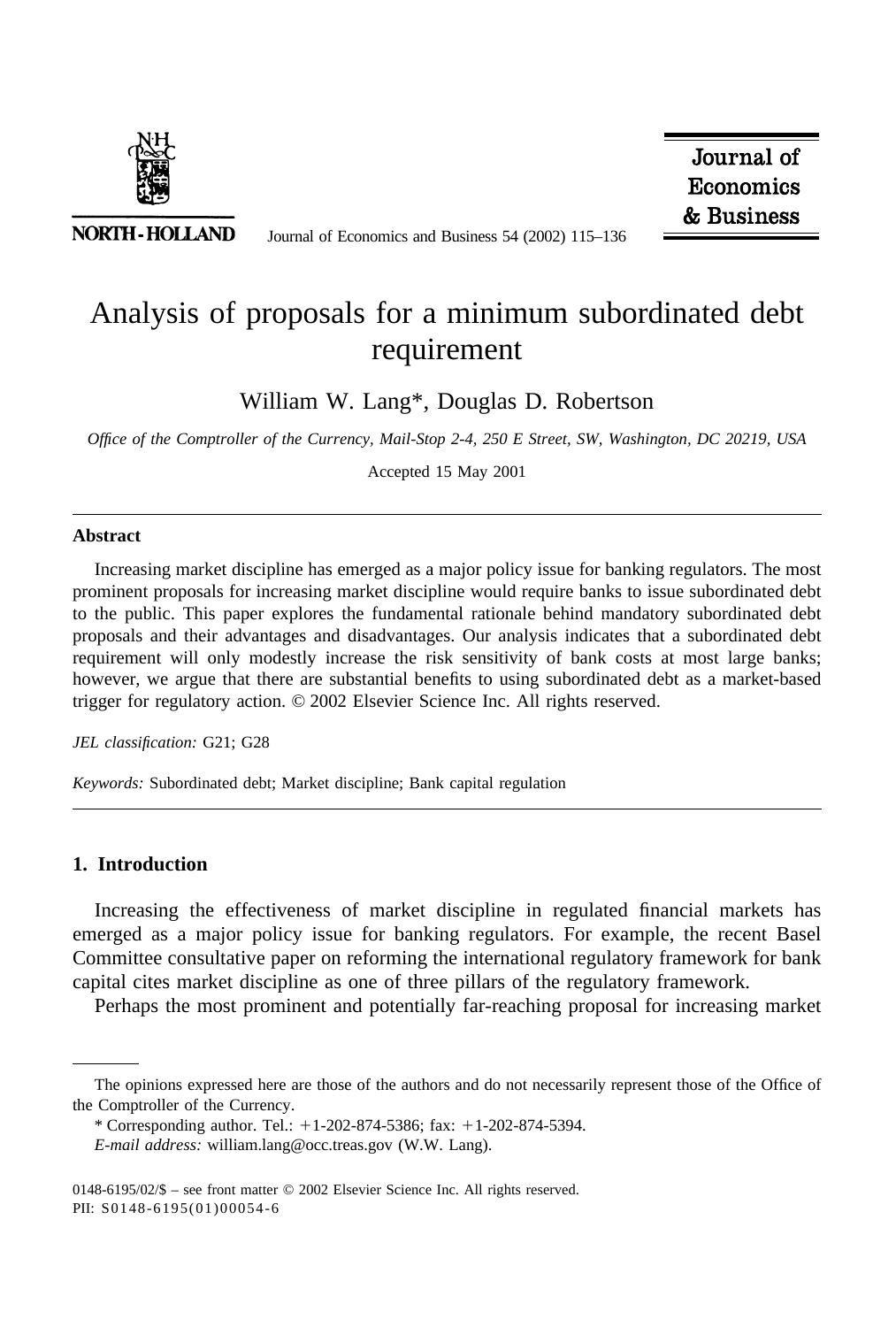# Analysis of proposals for a minimum subordinated debt requirement

William W. Lang*, Douglas D. Robertson

*Office of the Comptroller of the Currency, Mail-Stop 2-4, 250 E Street, SW, Washington, DC 20219, USA*

Accepted 15 May 2001

## Abstract

Increasing market discipline has emerged as a major policy issue for banking regulators. The most prominent proposals for increasing market discipline would require banks to issue subordinated debt to the public. This paper explores the fundamental rationale behind mandatory subordinated debt proposals and their advantages and disadvantages. Our analysis indicates that a subordinated debt requirement will only modestly increase the risk sensitivity of bank costs at most large banks; however, we argue that there are substantial benefits to using subordinated debt as a market-based trigger for regulatory action. © 2002 Elsevier Science Inc. All rights reserved.

*JEL classification:* G21; G28

*Keywords:* Subordinated debt; Market discipline; Bank capital regulation

## 1. Introduction

Increasing the effectiveness of market discipline in regulated financial markets has emerged as a major policy issue for banking regulators. For example, the recent Basel Committee consultative paper on reforming the international regulatory framework for bank capital cites market discipline as one of three pillars of the regulatory framework.

Perhaps the most prominent and potentially far-reaching proposal for increasing market

---

The opinions expressed here are those of the authors and do not necessarily represent those of the Office of the Comptroller of the Currency.

* Corresponding author. Tel.: +1-202-874-5386; fax: +1-202-874-5394.

*E-mail address:* william.lang@occ.treas.gov (W.W. Lang).

0148-6195/02/$ – see front matter © 2002 Elsevier Science Inc. All rights reserved.
PII: S0148-6195(01)00054-6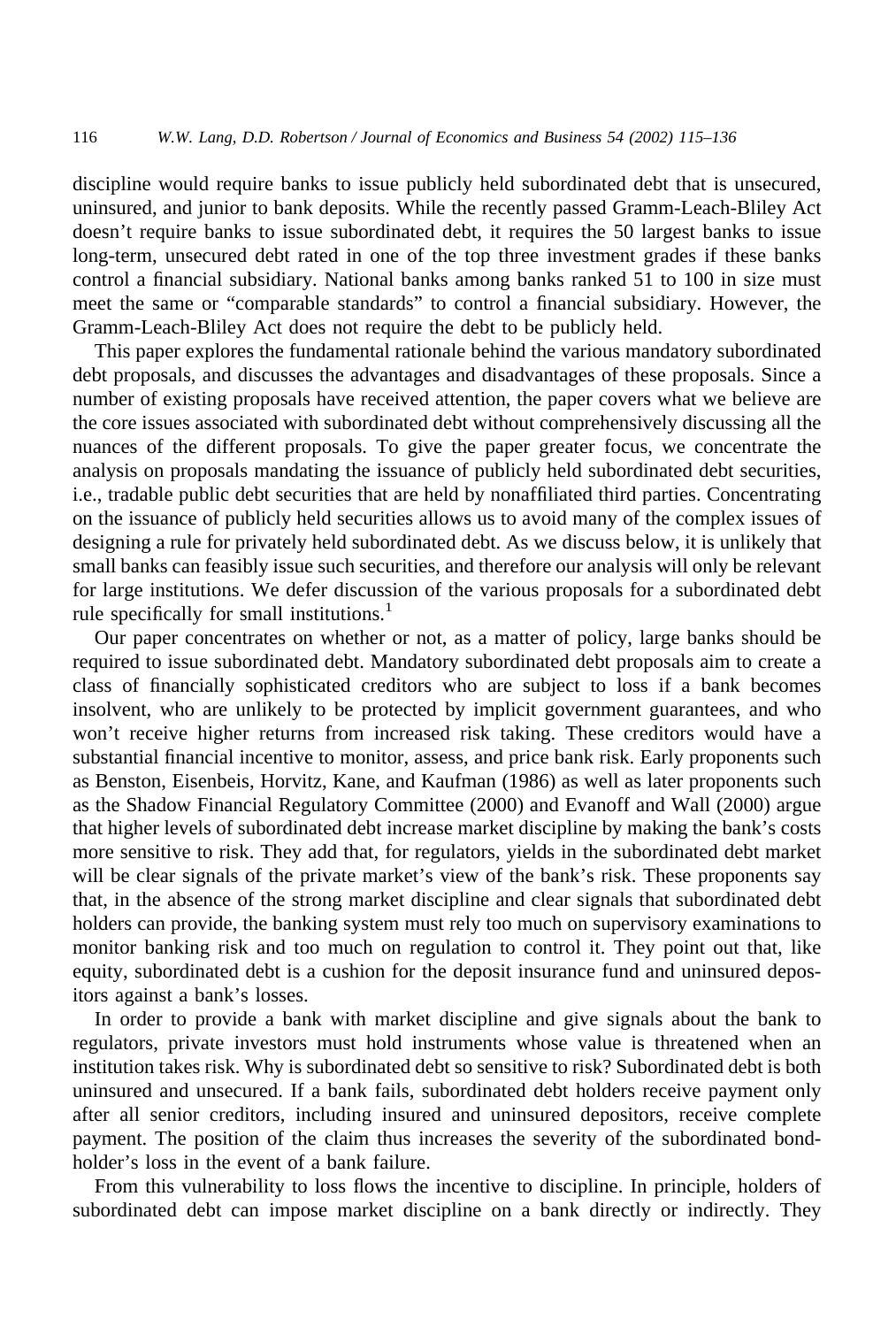discipline would require banks to issue publicly held subordinated debt that is unsecured, uninsured, and junior to bank deposits. While the recently passed Gramm-Leach-Bliley Act doesn't require banks to issue subordinated debt, it requires the 50 largest banks to issue long-term, unsecured debt rated in one of the top three investment grades if these banks control a financial subsidiary. National banks among banks ranked 51 to 100 in size must meet the same or "comparable standards" to control a financial subsidiary. However, the Gramm-Leach-Bliley Act does not require the debt to be publicly held.

This paper explores the fundamental rationale behind the various mandatory subordinated debt proposals, and discusses the advantages and disadvantages of these proposals. Since a number of existing proposals have received attention, the paper covers what we believe are the core issues associated with subordinated debt without comprehensively discussing all the nuances of the different proposals. To give the paper greater focus, we concentrate the analysis on proposals mandating the issuance of publicly held subordinated debt securities, i.e., tradable public debt securities that are held by nonaffiliated third parties. Concentrating on the issuance of publicly held securities allows us to avoid many of the complex issues of designing a rule for privately held subordinated debt. As we discuss below, it is unlikely that small banks can feasibly issue such securities, and therefore our analysis will only be relevant for large institutions. We defer discussion of the various proposals for a subordinated debt rule specifically for small institutions.[1]

Our paper concentrates on whether or not, as a matter of policy, large banks should be required to issue subordinated debt. Mandatory subordinated debt proposals aim to create a class of financially sophisticated creditors who are subject to loss if a bank becomes insolvent, who are unlikely to be protected by implicit government guarantees, and who won't receive higher returns from increased risk taking. These creditors would have a substantial financial incentive to monitor, assess, and price bank risk. Early proponents such as Benston, Eisenbeis, Horvitz, Kane, and Kaufman (1986) as well as later proponents such as the Shadow Financial Regulatory Committee (2000) and Evanoff and Wall (2000) argue that higher levels of subordinated debt increase market discipline by making the bank's costs more sensitive to risk. They add that, for regulators, yields in the subordinated debt market will be clear signals of the private market's view of the bank's risk. These proponents say that, in the absence of the strong market discipline and clear signals that subordinated debt holders can provide, the banking system must rely too much on supervisory examinations to monitor banking risk and too much on regulation to control it. They point out that, like equity, subordinated debt is a cushion for the deposit insurance fund and uninsured depositors against a bank's losses.

In order to provide a bank with market discipline and give signals about the bank to regulators, private investors must hold instruments whose value is threatened when an institution takes risk. Why is subordinated debt so sensitive to risk? Subordinated debt is both uninsured and unsecured. If a bank fails, subordinated debt holders receive payment only after all senior creditors, including insured and uninsured depositors, receive complete payment. The position of the claim thus increases the severity of the subordinated bondholder's loss in the event of a bank failure.

From this vulnerability to loss flows the incentive to discipline. In principle, holders of subordinated debt can impose market discipline on a bank directly or indirectly. They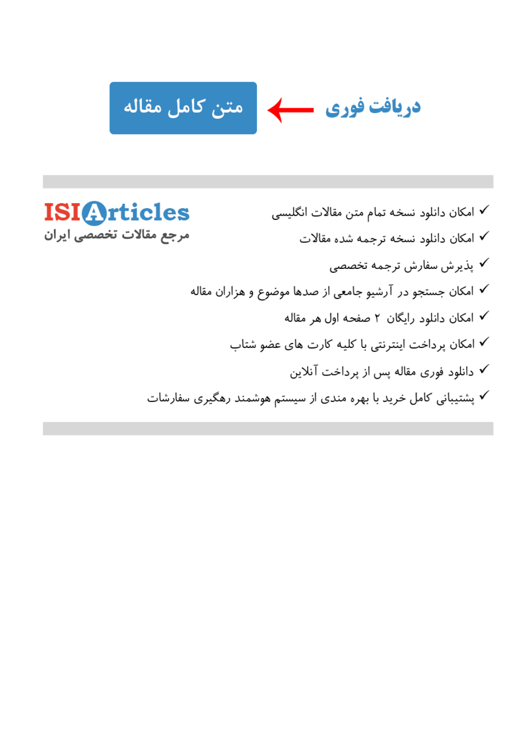دریافت فوری ← متن کامل مقاله

**ISIArticles**
مرجع مقالات تخصصی ایران

- ✓ امکان دانلود نسخه تمام متن مقالات انگلیسی
- ✓ امکان دانلود نسخه ترجمه شده مقالات
- ✓ پذیرش سفارش ترجمه تخصصی
- ✓ امکان جستجو در آرشیو جامعی از صدها موضوع و هزاران مقاله
- ✓ امکان دانلود رایگان ۲ صفحه اول هر مقاله
- ✓ امکان پرداخت اینترنتی با کلیه کارت های عضو شتاب
- ✓ دانلود فوری مقاله پس از پرداخت آنلاین
- ✓ پشتیبانی کامل خرید با بهره مندی از سیستم هوشمند رهگیری سفارشات